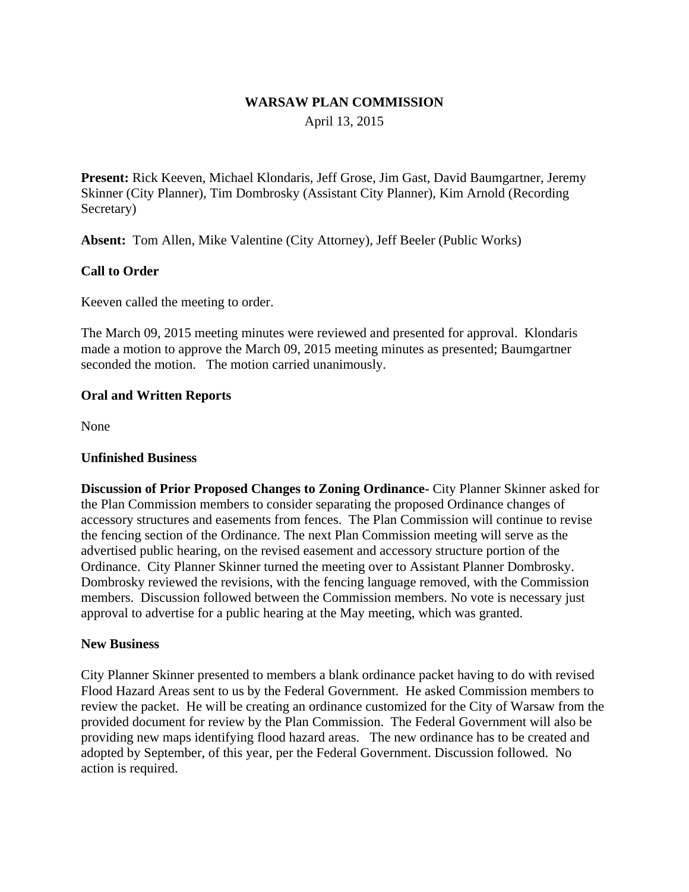# WARSAW PLAN COMMISSION

April 13, 2015

**Present:** Rick Keeven, Michael Klondaris, Jeff Grose, Jim Gast, David Baumgartner, Jeremy Skinner (City Planner), Tim Dombrosky (Assistant City Planner), Kim Arnold (Recording Secretary)

**Absent:** Tom Allen, Mike Valentine (City Attorney), Jeff Beeler (Public Works)

**Call to Order**

Keeven called the meeting to order.

The March 09, 2015 meeting minutes were reviewed and presented for approval. Klondaris made a motion to approve the March 09, 2015 meeting minutes as presented; Baumgartner seconded the motion. The motion carried unanimously.

**Oral and Written Reports**

None

**Unfinished Business**

**Discussion of Prior Proposed Changes to Zoning Ordinance-** City Planner Skinner asked for the Plan Commission members to consider separating the proposed Ordinance changes of accessory structures and easements from fences. The Plan Commission will continue to revise the fencing section of the Ordinance. The next Plan Commission meeting will serve as the advertised public hearing, on the revised easement and accessory structure portion of the Ordinance. City Planner Skinner turned the meeting over to Assistant Planner Dombrosky. Dombrosky reviewed the revisions, with the fencing language removed, with the Commission members. Discussion followed between the Commission members. No vote is necessary just approval to advertise for a public hearing at the May meeting, which was granted.

**New Business**

City Planner Skinner presented to members a blank ordinance packet having to do with revised Flood Hazard Areas sent to us by the Federal Government. He asked Commission members to review the packet. He will be creating an ordinance customized for the City of Warsaw from the provided document for review by the Plan Commission. The Federal Government will also be providing new maps identifying flood hazard areas. The new ordinance has to be created and adopted by September, of this year, per the Federal Government. Discussion followed. No action is required.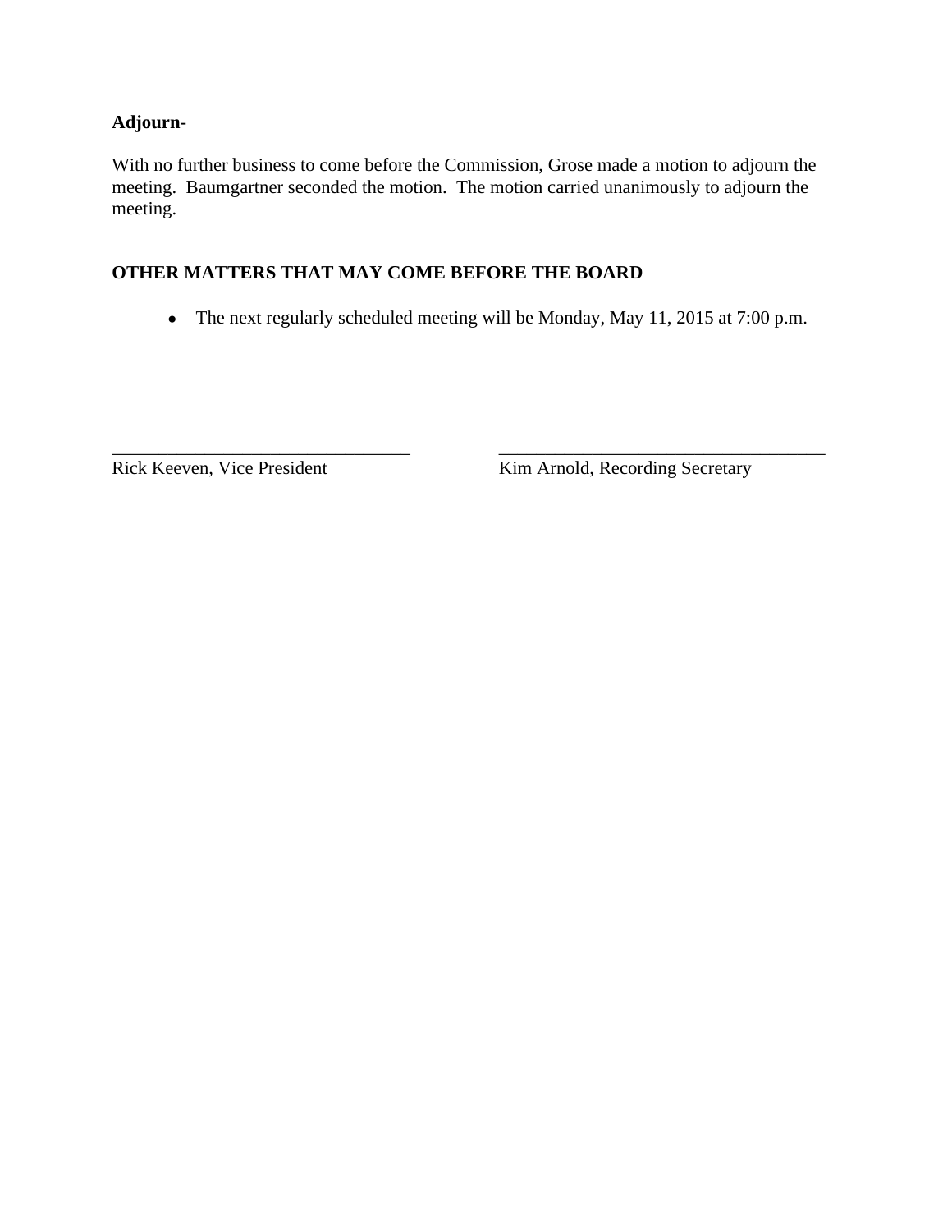**Adjourn-**

With no further business to come before the Commission, Grose made a motion to adjourn the meeting. Baumgartner seconded the motion. The motion carried unanimously to adjourn the meeting.

**OTHER MATTERS THAT MAY COME BEFORE THE BOARD**

- The next regularly scheduled meeting will be Monday, May 11, 2015 at 7:00 p.m.

\_\_\_\_\_\_\_\_\_\_\_\_\_\_\_\_\_\_\_\_\_\_\_\_\_\_\_\_\_\_\_\_\_\_
Rick Keeven, Vice President

\_\_\_\_\_\_\_\_\_\_\_\_\_\_\_\_\_\_\_\_\_\_\_\_\_\_\_\_\_\_\_\_\_\_\_\_\_
Kim Arnold, Recording Secretary